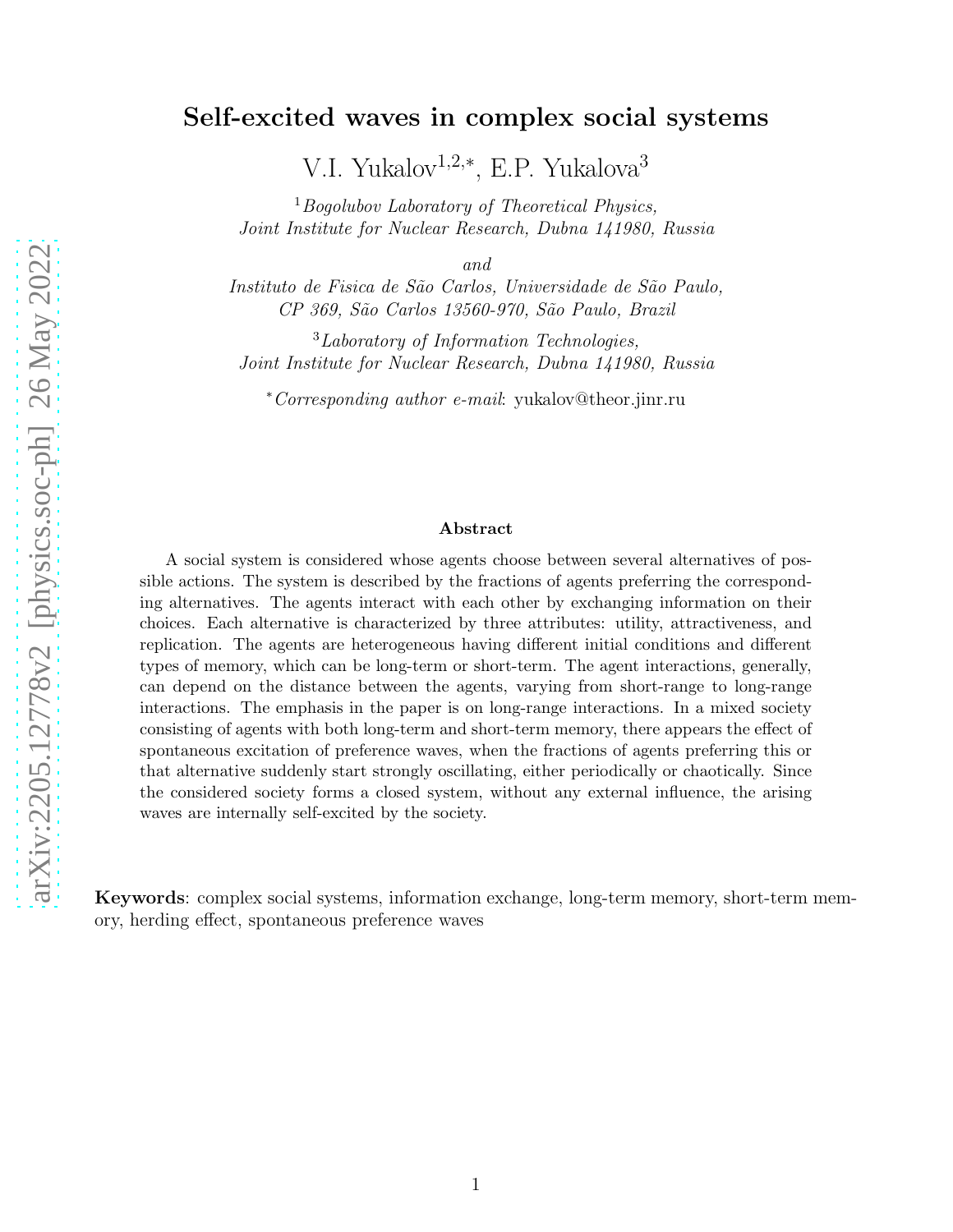# Self-excited waves in complex social systems

V.I. Yukalov[1,2,*], E.P. Yukalova[3]

[1] *Bogolubov Laboratory of Theoretical Physics, Joint Institute for Nuclear Research, Dubna 141980, Russia*

*and*

*Instituto de Fisica de São Carlos, Universidade de São Paulo, CP 369, São Carlos 13560-970, São Paulo, Brazil*

[3] *Laboratory of Information Technologies, Joint Institute for Nuclear Research, Dubna 141980, Russia*

[*] *Corresponding author e-mail*: yukalov@theor.jinr.ru

## Abstract

A social system is considered whose agents choose between several alternatives of possible actions. The system is described by the fractions of agents preferring the corresponding alternatives. The agents interact with each other by exchanging information on their choices. Each alternative is characterized by three attributes: utility, attractiveness, and replication. The agents are heterogeneous having different initial conditions and different types of memory, which can be long-term or short-term. The agent interactions, generally, can depend on the distance between the agents, varying from short-range to long-range interactions. The emphasis in the paper is on long-range interactions. In a mixed society consisting of agents with both long-term and short-term memory, there appears the effect of spontaneous excitation of preference waves, when the fractions of agents preferring this or that alternative suddenly start strongly oscillating, either periodically or chaotically. Since the considered society forms a closed system, without any external influence, the arising waves are internally self-excited by the society.

**Keywords**: complex social systems, information exchange, long-term memory, short-term memory, herding effect, spontaneous preference waves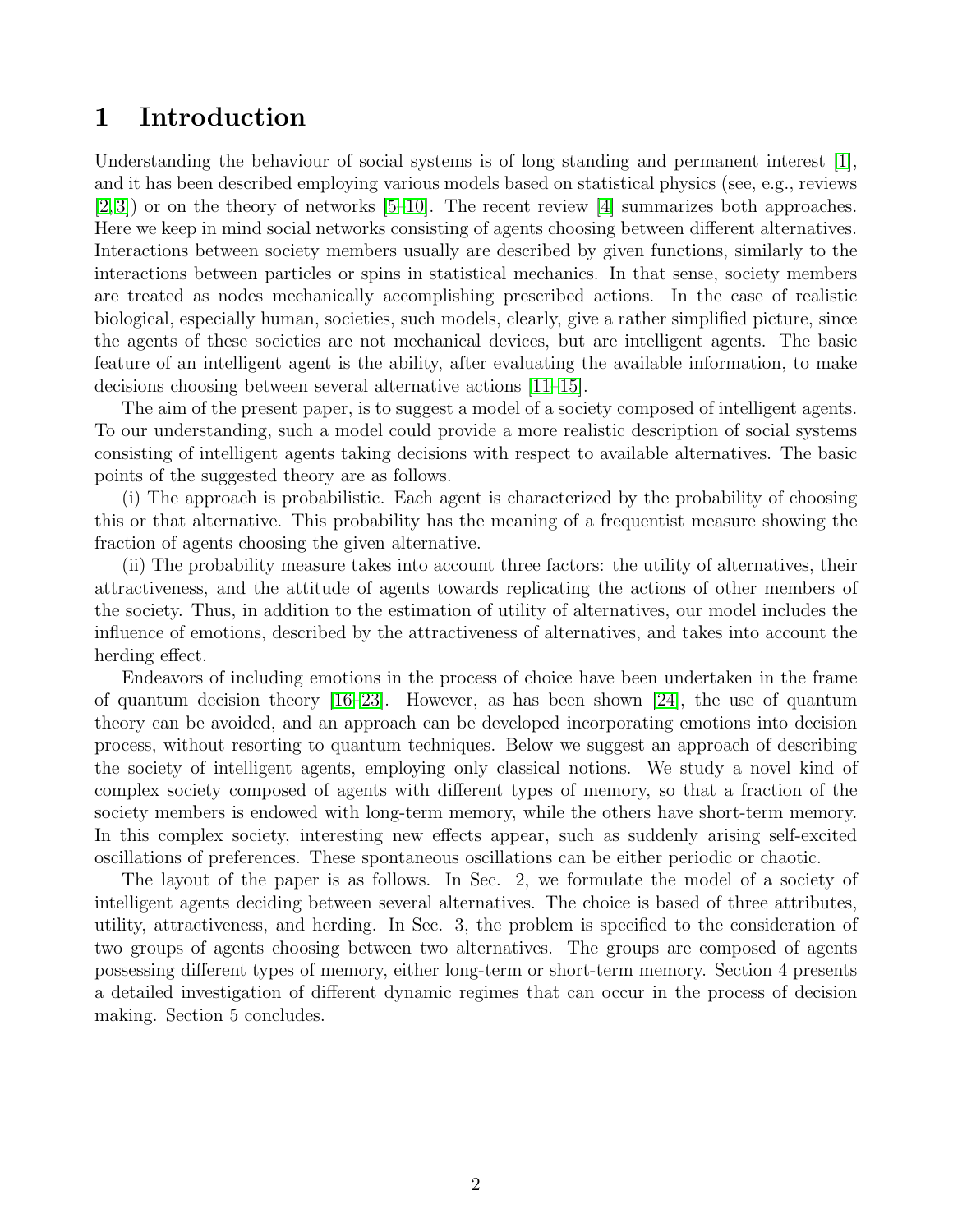# 1 Introduction

Understanding the behaviour of social systems is of long standing and permanent interest [1], and it has been described employing various models based on statistical physics (see, e.g., reviews [2,3]) or on the theory of networks [5–10]. The recent review [4] summarizes both approaches. Here we keep in mind social networks consisting of agents choosing between different alternatives. Interactions between society members usually are described by given functions, similarly to the interactions between particles or spins in statistical mechanics. In that sense, society members are treated as nodes mechanically accomplishing prescribed actions. In the case of realistic biological, especially human, societies, such models, clearly, give a rather simplified picture, since the agents of these societies are not mechanical devices, but are intelligent agents. The basic feature of an intelligent agent is the ability, after evaluating the available information, to make decisions choosing between several alternative actions [11–15].

The aim of the present paper, is to suggest a model of a society composed of intelligent agents. To our understanding, such a model could provide a more realistic description of social systems consisting of intelligent agents taking decisions with respect to available alternatives. The basic points of the suggested theory are as follows.

(i) The approach is probabilistic. Each agent is characterized by the probability of choosing this or that alternative. This probability has the meaning of a frequentist measure showing the fraction of agents choosing the given alternative.

(ii) The probability measure takes into account three factors: the utility of alternatives, their attractiveness, and the attitude of agents towards replicating the actions of other members of the society. Thus, in addition to the estimation of utility of alternatives, our model includes the influence of emotions, described by the attractiveness of alternatives, and takes into account the herding effect.

Endeavors of including emotions in the process of choice have been undertaken in the frame of quantum decision theory [16–23]. However, as has been shown [24], the use of quantum theory can be avoided, and an approach can be developed incorporating emotions into decision process, without resorting to quantum techniques. Below we suggest an approach of describing the society of intelligent agents, employing only classical notions. We study a novel kind of complex society composed of agents with different types of memory, so that a fraction of the society members is endowed with long-term memory, while the others have short-term memory. In this complex society, interesting new effects appear, such as suddenly arising self-excited oscillations of preferences. These spontaneous oscillations can be either periodic or chaotic.

The layout of the paper is as follows. In Sec. 2, we formulate the model of a society of intelligent agents deciding between several alternatives. The choice is based of three attributes, utility, attractiveness, and herding. In Sec. 3, the problem is specified to the consideration of two groups of agents choosing between two alternatives. The groups are composed of agents possessing different types of memory, either long-term or short-term memory. Section 4 presents a detailed investigation of different dynamic regimes that can occur in the process of decision making. Section 5 concludes.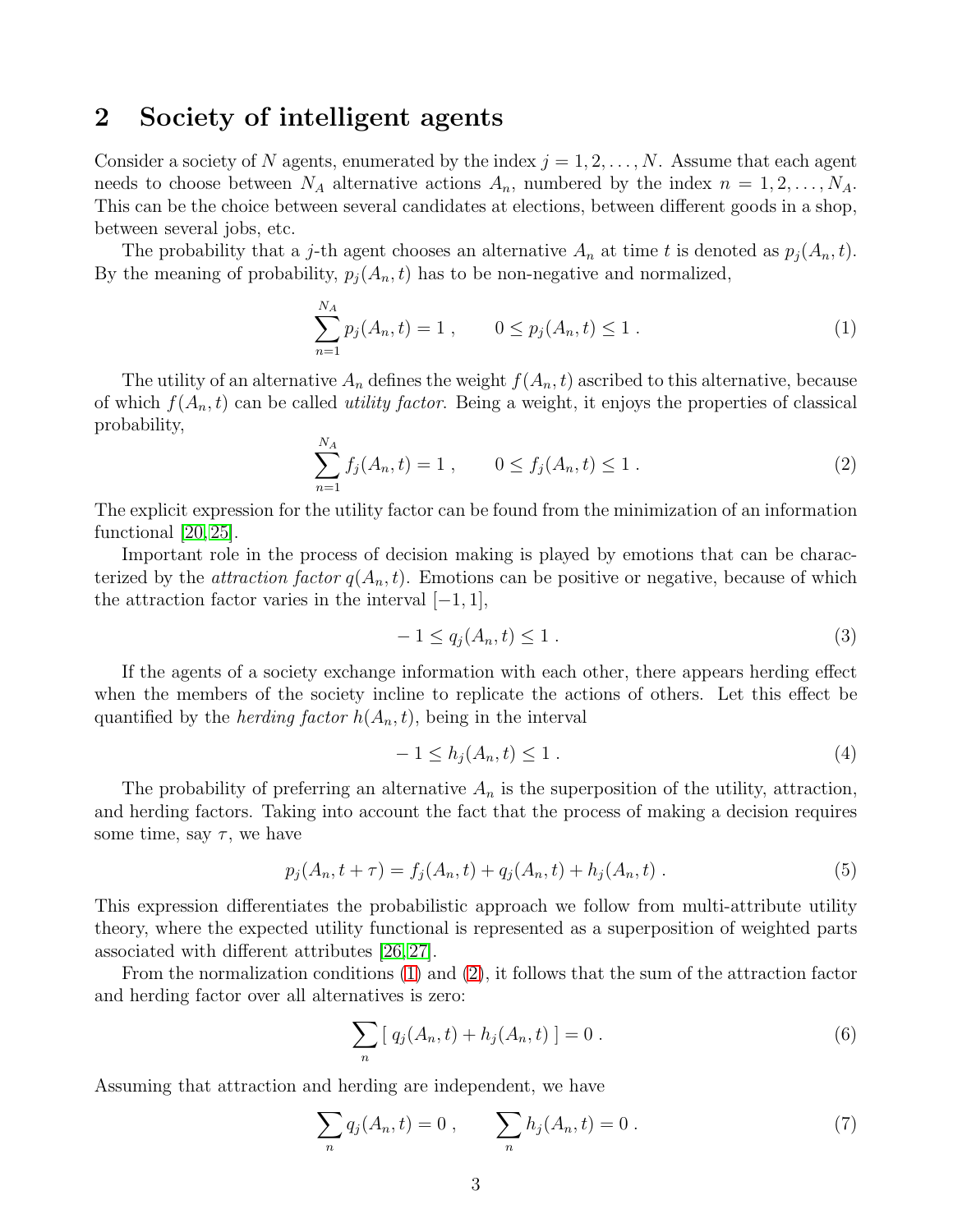## 2 Society of intelligent agents

Consider a society of $N$ agents, enumerated by the index $j = 1, 2, \ldots, N$. Assume that each agent needs to choose between $N_A$ alternative actions $A_n$, numbered by the index $n = 1, 2, \ldots, N_A$. This can be the choice between several candidates at elections, between different goods in a shop, between several jobs, etc.

The probability that a $j$-th agent chooses an alternative $A_n$ at time $t$ is denoted as $p_j(A_n, t)$. By the meaning of probability, $p_j(A_n, t)$ has to be non-negative and normalized,

$$\sum_{n=1}^{N_A} p_j(A_n, t) = 1 \; , \qquad 0 \leq p_j(A_n, t) \leq 1 \; . \tag{1}$$

The utility of an alternative $A_n$ defines the weight $f(A_n, t)$ ascribed to this alternative, because of which $f(A_n, t)$ can be called *utility factor*. Being a weight, it enjoys the properties of classical probability,

$$\sum_{n=1}^{N_A} f_j(A_n, t) = 1 \; , \qquad 0 \leq f_j(A_n, t) \leq 1 \; . \tag{2}$$

The explicit expression for the utility factor can be found from the minimization of an information functional [20, 25].

Important role in the process of decision making is played by emotions that can be characterized by the *attraction factor* $q(A_n, t)$. Emotions can be positive or negative, because of which the attraction factor varies in the interval $[-1, 1]$,

$$-1 \leq q_j(A_n, t) \leq 1 \; . \tag{3}$$

If the agents of a society exchange information with each other, there appears herding effect when the members of the society incline to replicate the actions of others. Let this effect be quantified by the *herding factor* $h(A_n, t)$, being in the interval

$$-1 \leq h_j(A_n, t) \leq 1 \; . \tag{4}$$

The probability of preferring an alternative $A_n$ is the superposition of the utility, attraction, and herding factors. Taking into account the fact that the process of making a decision requires some time, say $\tau$, we have

$$p_j(A_n, t + \tau) = f_j(A_n, t) + q_j(A_n, t) + h_j(A_n, t) \; . \tag{5}$$

This expression differentiates the probabilistic approach we follow from multi-attribute utility theory, where the expected utility functional is represented as a superposition of weighted parts associated with different attributes [26, 27].

From the normalization conditions (1) and (2), it follows that the sum of the attraction factor and herding factor over all alternatives is zero:

$$\sum_n [\, q_j(A_n, t) + h_j(A_n, t) \,] = 0 \; . \tag{6}$$

Assuming that attraction and herding are independent, we have

$$\sum_n q_j(A_n, t) = 0 \; , \qquad \sum_n h_j(A_n, t) = 0 \; . \tag{7}$$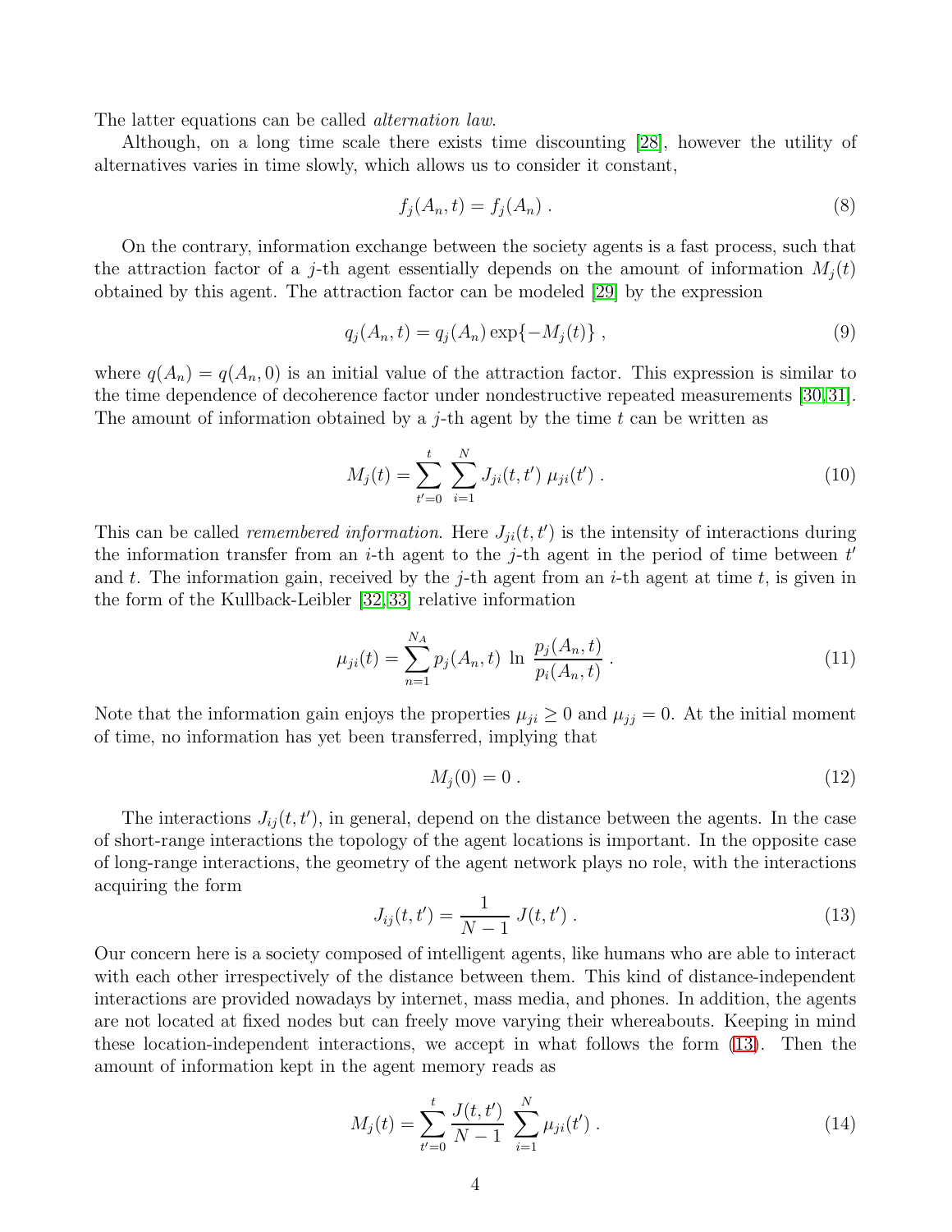The latter equations can be called *alternation law*.

Although, on a long time scale there exists time discounting [28], however the utility of alternatives varies in time slowly, which allows us to consider it constant,

$$f_j(A_n, t) = f_j(A_n) \; . \tag{8}$$

On the contrary, information exchange between the society agents is a fast process, such that the attraction factor of a $j$-th agent essentially depends on the amount of information $M_j(t)$ obtained by this agent. The attraction factor can be modeled [29] by the expression

$$q_j(A_n, t) = q_j(A_n) \exp\{-M_j(t)\} \; , \tag{9}$$

where $q(A_n) = q(A_n, 0)$ is an initial value of the attraction factor. This expression is similar to the time dependence of decoherence factor under nondestructive repeated measurements [30,31]. The amount of information obtained by a $j$-th agent by the time $t$ can be written as

$$M_j(t) = \sum_{t'=0}^{t} \; \sum_{i=1}^{N} J_{ji}(t, t') \; \mu_{ji}(t') \; . \tag{10}$$

This can be called *remembered information*. Here $J_{ji}(t, t')$ is the intensity of interactions during the information transfer from an $i$-th agent to the $j$-th agent in the period of time between $t'$ and $t$. The information gain, received by the $j$-th agent from an $i$-th agent at time $t$, is given in the form of the Kullback-Leibler [32,33] relative information

$$\mu_{ji}(t) = \sum_{n=1}^{N_A} p_j(A_n, t) \; \ln \; \frac{p_j(A_n, t)}{p_i(A_n, t)} \; . \tag{11}$$

Note that the information gain enjoys the properties $\mu_{ji} \geq 0$ and $\mu_{jj} = 0$. At the initial moment of time, no information has yet been transferred, implying that

$$M_j(0) = 0 \; . \tag{12}$$

The interactions $J_{ij}(t, t')$, in general, depend on the distance between the agents. In the case of short-range interactions the topology of the agent locations is important. In the opposite case of long-range interactions, the geometry of the agent network plays no role, with the interactions acquiring the form

$$J_{ij}(t, t') = \frac{1}{N-1} \; J(t, t') \; . \tag{13}$$

Our concern here is a society composed of intelligent agents, like humans who are able to interact with each other irrespectively of the distance between them. This kind of distance-independent interactions are provided nowadays by internet, mass media, and phones. In addition, the agents are not located at fixed nodes but can freely move varying their whereabouts. Keeping in mind these location-independent interactions, we accept in what follows the form (13). Then the amount of information kept in the agent memory reads as

$$M_j(t) = \sum_{t'=0}^{t} \frac{J(t, t')}{N-1} \; \sum_{i=1}^{N} \mu_{ji}(t') \; . \tag{14}$$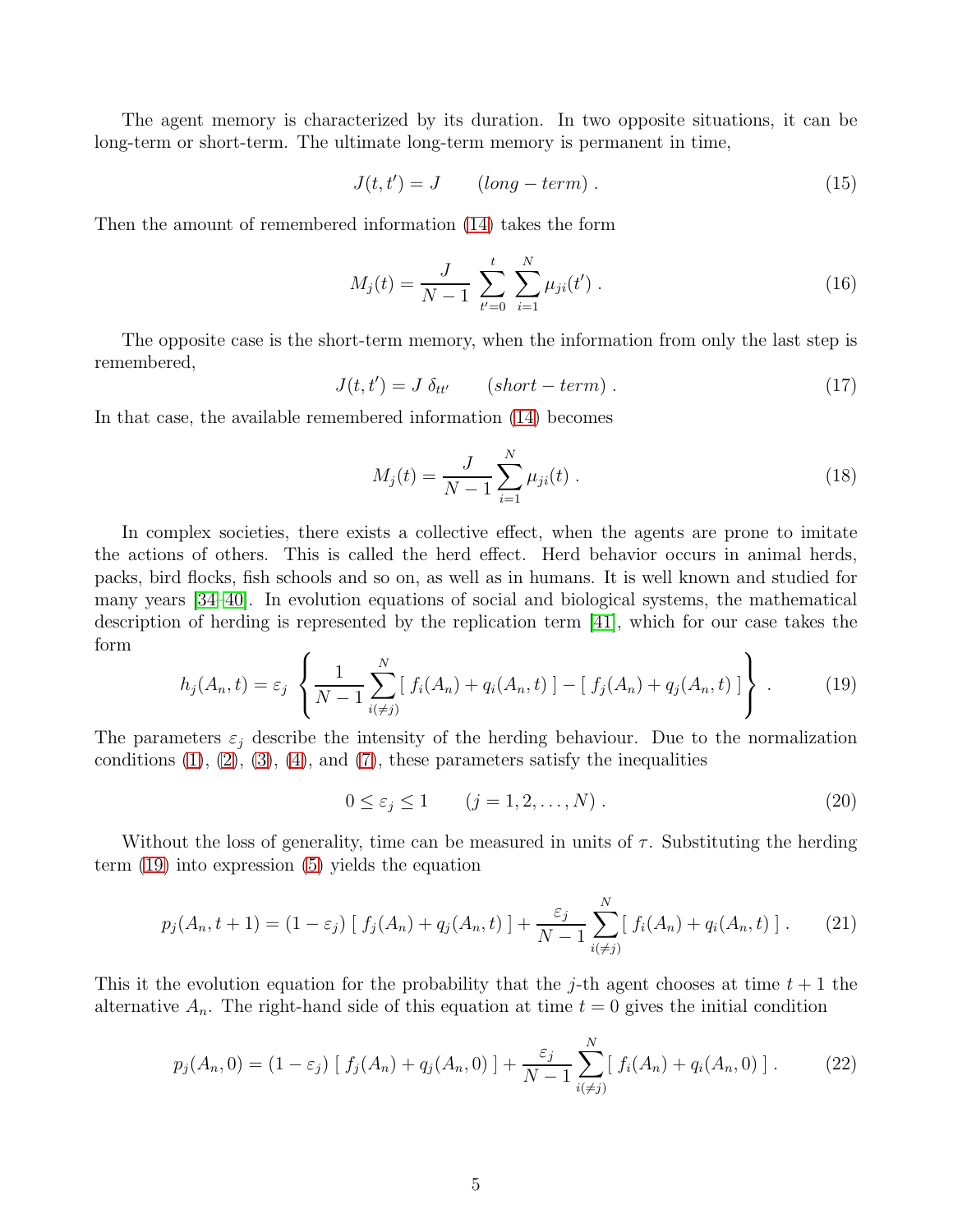The agent memory is characterized by its duration. In two opposite situations, it can be long-term or short-term. The ultimate long-term memory is permanent in time,

$$
J(t,t') = J \qquad (long-term) \; . \tag{15}
$$

Then the amount of remembered information (14) takes the form

$$
M_j(t) = \frac{J}{N-1} \sum_{t'=0}^{t} \sum_{i=1}^{N} \mu_{ji}(t') \; . \tag{16}
$$

The opposite case is the short-term memory, when the information from only the last step is remembered,

$$
J(t,t') = J \, \delta_{tt'} \qquad (short-term) \; . \tag{17}
$$

In that case, the available remembered information (14) becomes

$$
M_j(t) = \frac{J}{N-1} \sum_{i=1}^{N} \mu_{ji}(t) \; . \tag{18}
$$

In complex societies, there exists a collective effect, when the agents are prone to imitate the actions of others. This is called the herd effect. Herd behavior occurs in animal herds, packs, bird flocks, fish schools and so on, as well as in humans. It is well known and studied for many years [34–40]. In evolution equations of social and biological systems, the mathematical description of herding is represented by the replication term [41], which for our case takes the form

$$
h_j(A_n,t) = \varepsilon_j \left\{ \frac{1}{N-1} \sum_{i(\neq j)}^{N} [\, f_i(A_n) + q_i(A_n,t) \,] - [\, f_j(A_n) + q_j(A_n,t) \,] \right\} \; . \tag{19}
$$

The parameters $\varepsilon_j$ describe the intensity of the herding behaviour. Due to the normalization conditions (1), (2), (3), (4), and (7), these parameters satisfy the inequalities

$$
0 \leq \varepsilon_j \leq 1 \qquad (j = 1,2,\ldots,N) \; . \tag{20}
$$

Without the loss of generality, time can be measured in units of $\tau$. Substituting the herding term (19) into expression (5) yields the equation

$$
p_j(A_n,t+1) = (1-\varepsilon_j) \; [\, f_j(A_n) + q_j(A_n,t) \,] + \frac{\varepsilon_j}{N-1} \sum_{i(\neq j)}^{N} [\, f_i(A_n) + q_i(A_n,t) \,] \; . \tag{21}
$$

This it the evolution equation for the probability that the $j$-th agent chooses at time $t+1$ the alternative $A_n$. The right-hand side of this equation at time $t=0$ gives the initial condition

$$
p_j(A_n,0) = (1-\varepsilon_j) \; [\, f_j(A_n) + q_j(A_n,0) \,] + \frac{\varepsilon_j}{N-1} \sum_{i(\neq j)}^{N} [\, f_i(A_n) + q_i(A_n,0) \,] \; . \tag{22}
$$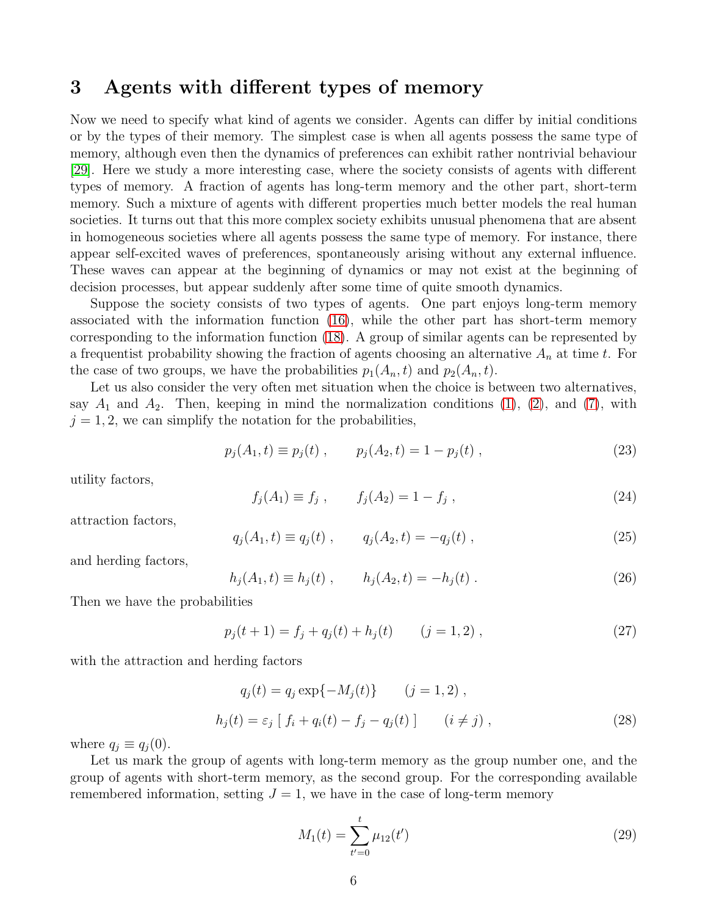## 3 Agents with different types of memory

Now we need to specify what kind of agents we consider. Agents can differ by initial conditions or by the types of their memory. The simplest case is when all agents possess the same type of memory, although even then the dynamics of preferences can exhibit rather nontrivial behaviour [29]. Here we study a more interesting case, where the society consists of agents with different types of memory. A fraction of agents has long-term memory and the other part, short-term memory. Such a mixture of agents with different properties much better models the real human societies. It turns out that this more complex society exhibits unusual phenomena that are absent in homogeneous societies where all agents possess the same type of memory. For instance, there appear self-excited waves of preferences, spontaneously arising without any external influence. These waves can appear at the beginning of dynamics or may not exist at the beginning of decision processes, but appear suddenly after some time of quite smooth dynamics.

Suppose the society consists of two types of agents. One part enjoys long-term memory associated with the information function (16), while the other part has short-term memory corresponding to the information function (18). A group of similar agents can be represented by a frequentist probability showing the fraction of agents choosing an alternative $A_n$ at time $t$. For the case of two groups, we have the probabilities $p_1(A_n, t)$ and $p_2(A_n, t)$.

Let us also consider the very often met situation when the choice is between two alternatives, say $A_1$ and $A_2$. Then, keeping in mind the normalization conditions (1), (2), and (7), with $j = 1, 2$, we can simplify the notation for the probabilities,

$$p_j(A_1, t) \equiv p_j(t) \; , \qquad p_j(A_2, t) = 1 - p_j(t) \; , \tag{23}$$

utility factors,

$$f_j(A_1) \equiv f_j \; , \qquad f_j(A_2) = 1 - f_j \; , \tag{24}$$

attraction factors,

$$q_j(A_1, t) \equiv q_j(t) \; , \qquad q_j(A_2, t) = -q_j(t) \; , \tag{25}$$

and herding factors,

$$h_j(A_1, t) \equiv h_j(t) \; , \qquad h_j(A_2, t) = -h_j(t) \; . \tag{26}$$

Then we have the probabilities

$$p_j(t+1) = f_j + q_j(t) + h_j(t) \qquad (j = 1, 2) \; , \tag{27}$$

with the attraction and herding factors

$$q_j(t) = q_j \exp\{-M_j(t)\} \qquad (j = 1, 2) \; ,$$

$$h_j(t) = \varepsilon_j \left[ \, f_i + q_i(t) - f_j - q_j(t) \, \right] \qquad (i \neq j) \; , \tag{28}$$

where $q_j \equiv q_j(0)$.

Let us mark the group of agents with long-term memory as the group number one, and the group of agents with short-term memory, as the second group. For the corresponding available remembered information, setting $J = 1$, we have in the case of long-term memory

$$M_1(t) = \sum_{t'=0}^{t} \mu_{12}(t') \tag{29}$$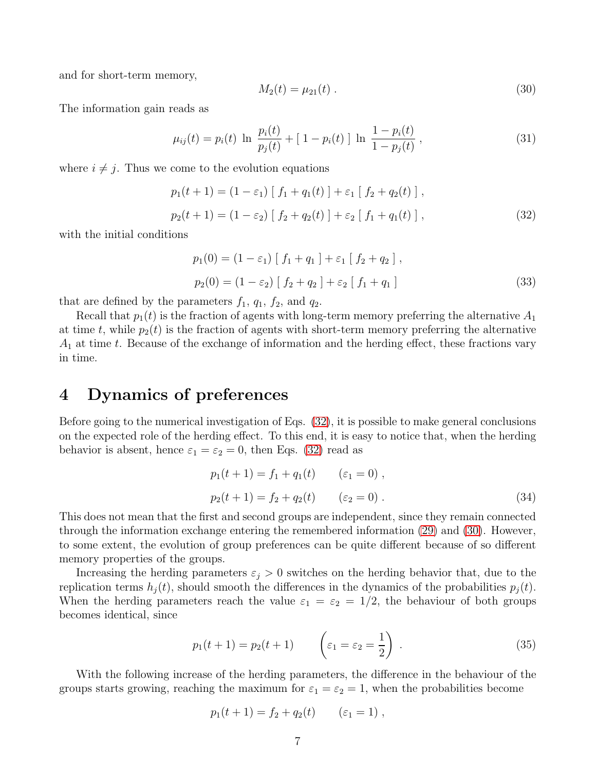and for short-term memory,

$$M_2(t) = \mu_{21}(t) \; . \tag{30}$$

The information gain reads as

$$\mu_{ij}(t) = p_i(t) \; \ln \, \frac{p_i(t)}{p_j(t)} + [\, 1 - p_i(t) \,] \; \ln \, \frac{1 - p_i(t)}{1 - p_j(t)} \; , \tag{31}$$

where $i \neq j$. Thus we come to the evolution equations

$$\begin{aligned}
p_1(t+1) &= (1 - \varepsilon_1) \, [\, f_1 + q_1(t) \,] + \varepsilon_1 \, [\, f_2 + q_2(t) \,] \; , \\
p_2(t+1) &= (1 - \varepsilon_2) \, [\, f_2 + q_2(t) \,] + \varepsilon_2 \, [\, f_1 + q_1(t) \,] \; ,
\end{aligned} \tag{32}$$

with the initial conditions

$$\begin{aligned}
p_1(0) &= (1 - \varepsilon_1) \, [\, f_1 + q_1 \,] + \varepsilon_1 \, [\, f_2 + q_2 \,] \; , \\
p_2(0) &= (1 - \varepsilon_2) \, [\, f_2 + q_2 \,] + \varepsilon_2 \, [\, f_1 + q_1 \,]
\end{aligned} \tag{33}$$

that are defined by the parameters $f_1$, $q_1$, $f_2$, and $q_2$.

Recall that $p_1(t)$ is the fraction of agents with long-term memory preferring the alternative $A_1$ at time $t$, while $p_2(t)$ is the fraction of agents with short-term memory preferring the alternative $A_1$ at time $t$. Because of the exchange of information and the herding effect, these fractions vary in time.

## 4 Dynamics of preferences

Before going to the numerical investigation of Eqs. (32), it is possible to make general conclusions on the expected role of the herding effect. To this end, it is easy to notice that, when the herding behavior is absent, hence $\varepsilon_1 = \varepsilon_2 = 0$, then Eqs. (32) read as

$$\begin{aligned}
p_1(t+1) &= f_1 + q_1(t) \qquad (\varepsilon_1 = 0) \; , \\
p_2(t+1) &= f_2 + q_2(t) \qquad (\varepsilon_2 = 0) \; .
\end{aligned} \tag{34}$$

This does not mean that the first and second groups are independent, since they remain connected through the information exchange entering the remembered information (29) and (30). However, to some extent, the evolution of group preferences can be quite different because of so different memory properties of the groups.

Increasing the herding parameters $\varepsilon_j > 0$ switches on the herding behavior that, due to the replication terms $h_j(t)$, should smooth the differences in the dynamics of the probabilities $p_j(t)$. When the herding parameters reach the value $\varepsilon_1 = \varepsilon_2 = 1/2$, the behaviour of both groups becomes identical, since

$$p_1(t+1) = p_2(t+1) \qquad \left( \varepsilon_1 = \varepsilon_2 = \frac{1}{2} \right) \; . \tag{35}$$

With the following increase of the herding parameters, the difference in the behaviour of the groups starts growing, reaching the maximum for $\varepsilon_1 = \varepsilon_2 = 1$, when the probabilities become

$$p_1(t+1) = f_2 + q_2(t) \qquad (\varepsilon_1 = 1) \; ,$$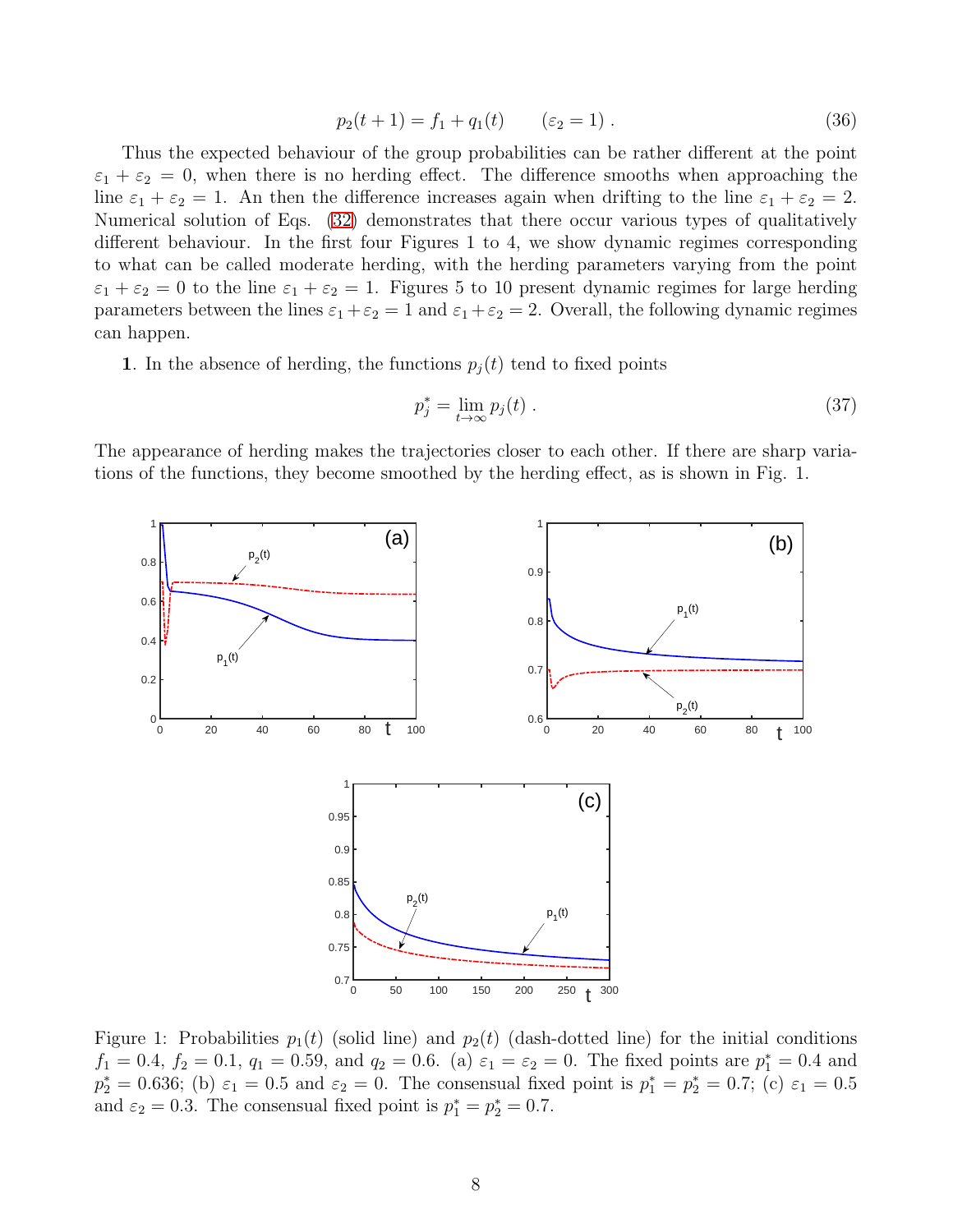$$p_2(t+1) = f_1 + q_1(t) \qquad (\varepsilon_2 = 1) \; . \tag{36}$$

Thus the expected behaviour of the group probabilities can be rather different at the point $\varepsilon_1 + \varepsilon_2 = 0$, when there is no herding effect. The difference smooths when approaching the line $\varepsilon_1 + \varepsilon_2 = 1$. An then the difference increases again when drifting to the line $\varepsilon_1 + \varepsilon_2 = 2$. Numerical solution of Eqs. (32) demonstrates that there occur various types of qualitatively different behaviour. In the first four Figures 1 to 4, we show dynamic regimes corresponding to what can be called moderate herding, with the herding parameters varying from the point $\varepsilon_1 + \varepsilon_2 = 0$ to the line $\varepsilon_1 + \varepsilon_2 = 1$. Figures 5 to 10 present dynamic regimes for large herding parameters between the lines $\varepsilon_1 + \varepsilon_2 = 1$ and $\varepsilon_1 + \varepsilon_2 = 2$. Overall, the following dynamic regimes can happen.

**1**. In the absence of herding, the functions $p_j(t)$ tend to fixed points

$$p_j^* = \lim_{t \to \infty} p_j(t) \; . \tag{37}$$

The appearance of herding makes the trajectories closer to each other. If there are sharp variations of the functions, they become smoothed by the herding effect, as is shown in Fig. 1.

Figure 1: Probabilities $p_1(t)$ (solid line) and $p_2(t)$ (dash-dotted line) for the initial conditions $f_1 = 0.4$, $f_2 = 0.1$, $q_1 = 0.59$, and $q_2 = 0.6$. (a) $\varepsilon_1 = \varepsilon_2 = 0$. The fixed points are $p_1^* = 0.4$ and $p_2^* = 0.636$; (b) $\varepsilon_1 = 0.5$ and $\varepsilon_2 = 0$. The consensual fixed point is $p_1^* = p_2^* = 0.7$; (c) $\varepsilon_1 = 0.5$ and $\varepsilon_2 = 0.3$. The consensual fixed point is $p_1^* = p_2^* = 0.7$.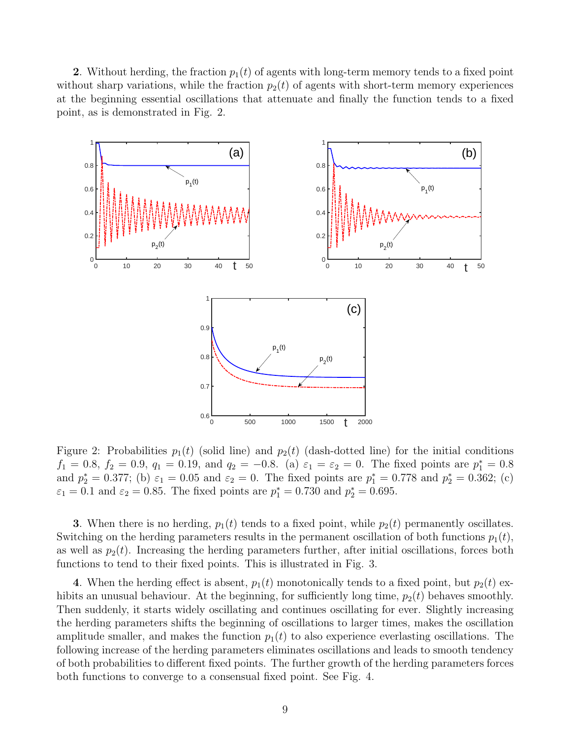**2**. Without herding, the fraction $p_1(t)$ of agents with long-term memory tends to a fixed point without sharp variations, while the fraction $p_2(t)$ of agents with short-term memory experiences at the beginning essential oscillations that attenuate and finally the function tends to a fixed point, as is demonstrated in Fig. 2.

Figure 2: Probabilities $p_1(t)$ (solid line) and $p_2(t)$ (dash-dotted line) for the initial conditions $f_1 = 0.8$, $f_2 = 0.9$, $q_1 = 0.19$, and $q_2 = -0.8$. (a) $\varepsilon_1 = \varepsilon_2 = 0$. The fixed points are $p_1^* = 0.8$ and $p_2^* = 0.377$; (b) $\varepsilon_1 = 0.05$ and $\varepsilon_2 = 0$. The fixed points are $p_1^* = 0.778$ and $p_2^* = 0.362$; (c) $\varepsilon_1 = 0.1$ and $\varepsilon_2 = 0.85$. The fixed points are $p_1^* = 0.730$ and $p_2^* = 0.695$.

**3**. When there is no herding, $p_1(t)$ tends to a fixed point, while $p_2(t)$ permanently oscillates. Switching on the herding parameters results in the permanent oscillation of both functions $p_1(t)$, as well as $p_2(t)$. Increasing the herding parameters further, after initial oscillations, forces both functions to tend to their fixed points. This is illustrated in Fig. 3.

**4**. When the herding effect is absent, $p_1(t)$ monotonically tends to a fixed point, but $p_2(t)$ exhibits an unusual behaviour. At the beginning, for sufficiently long time, $p_2(t)$ behaves smoothly. Then suddenly, it starts widely oscillating and continues oscillating for ever. Slightly increasing the herding parameters shifts the beginning of oscillations to larger times, makes the oscillation amplitude smaller, and makes the function $p_1(t)$ to also experience everlasting oscillations. The following increase of the herding parameters eliminates oscillations and leads to smooth tendency of both probabilities to different fixed points. The further growth of the herding parameters forces both functions to converge to a consensual fixed point. See Fig. 4.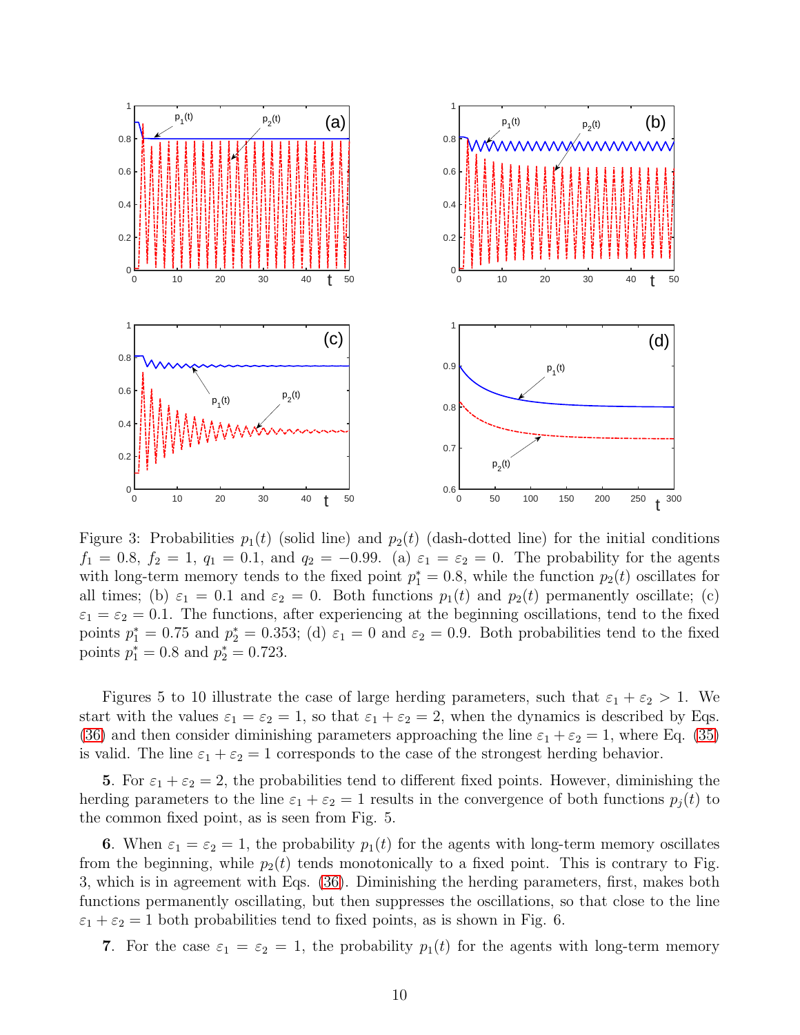Figure 3: Probabilities $p_1(t)$ (solid line) and $p_2(t)$ (dash-dotted line) for the initial conditions $f_1 = 0.8$, $f_2 = 1$, $q_1 = 0.1$, and $q_2 = -0.99$. (a) $\varepsilon_1 = \varepsilon_2 = 0$. The probability for the agents with long-term memory tends to the fixed point $p_1^* = 0.8$, while the function $p_2(t)$ oscillates for all times; (b) $\varepsilon_1 = 0.1$ and $\varepsilon_2 = 0$. Both functions $p_1(t)$ and $p_2(t)$ permanently oscillate; (c) $\varepsilon_1 = \varepsilon_2 = 0.1$. The functions, after experiencing at the beginning oscillations, tend to the fixed points $p_1^* = 0.75$ and $p_2^* = 0.353$; (d) $\varepsilon_1 = 0$ and $\varepsilon_2 = 0.9$. Both probabilities tend to the fixed points $p_1^* = 0.8$ and $p_2^* = 0.723$.

Figures 5 to 10 illustrate the case of large herding parameters, such that $\varepsilon_1 + \varepsilon_2 > 1$. We start with the values $\varepsilon_1 = \varepsilon_2 = 1$, so that $\varepsilon_1 + \varepsilon_2 = 2$, when the dynamics is described by Eqs. (36) and then consider diminishing parameters approaching the line $\varepsilon_1 + \varepsilon_2 = 1$, where Eq. (35) is valid. The line $\varepsilon_1 + \varepsilon_2 = 1$ corresponds to the case of the strongest herding behavior.

**5**. For $\varepsilon_1 + \varepsilon_2 = 2$, the probabilities tend to different fixed points. However, diminishing the herding parameters to the line $\varepsilon_1 + \varepsilon_2 = 1$ results in the convergence of both functions $p_j(t)$ to the common fixed point, as is seen from Fig. 5.

**6**. When $\varepsilon_1 = \varepsilon_2 = 1$, the probability $p_1(t)$ for the agents with long-term memory oscillates from the beginning, while $p_2(t)$ tends monotonically to a fixed point. This is contrary to Fig. 3, which is in agreement with Eqs. (36). Diminishing the herding parameters, first, makes both functions permanently oscillating, but then suppresses the oscillations, so that close to the line $\varepsilon_1 + \varepsilon_2 = 1$ both probabilities tend to fixed points, as is shown in Fig. 6.

**7**. For the case $\varepsilon_1 = \varepsilon_2 = 1$, the probability $p_1(t)$ for the agents with long-term memory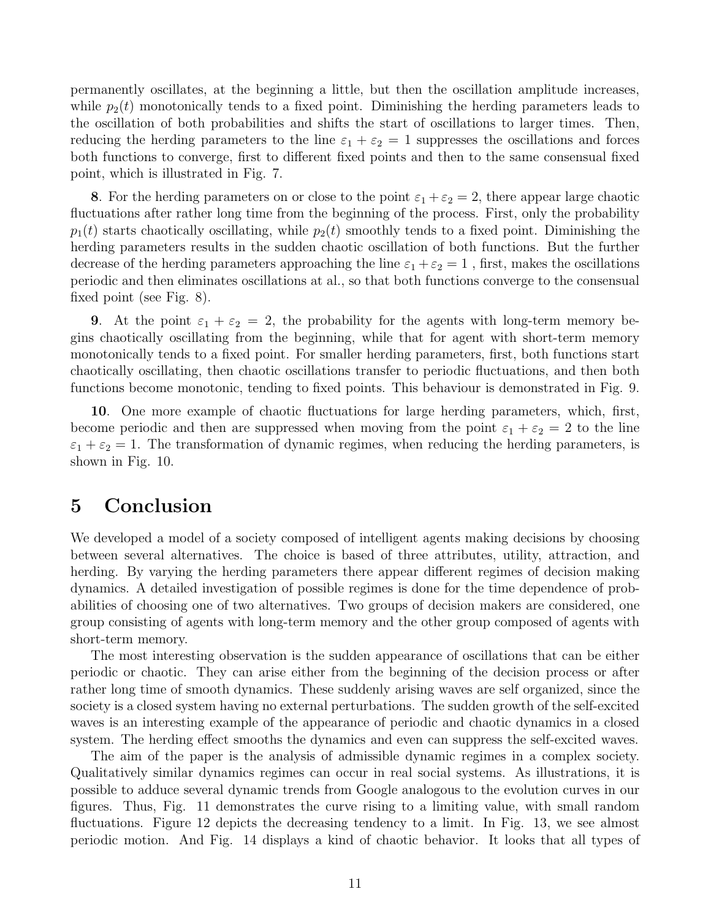permanently oscillates, at the beginning a little, but then the oscillation amplitude increases, while $p_2(t)$ monotonically tends to a fixed point. Diminishing the herding parameters leads to the oscillation of both probabilities and shifts the start of oscillations to larger times. Then, reducing the herding parameters to the line $\varepsilon_1 + \varepsilon_2 = 1$ suppresses the oscillations and forces both functions to converge, first to different fixed points and then to the same consensual fixed point, which is illustrated in Fig. 7.

**8**. For the herding parameters on or close to the point $\varepsilon_1 + \varepsilon_2 = 2$, there appear large chaotic fluctuations after rather long time from the beginning of the process. First, only the probability $p_1(t)$ starts chaotically oscillating, while $p_2(t)$ smoothly tends to a fixed point. Diminishing the herding parameters results in the sudden chaotic oscillation of both functions. But the further decrease of the herding parameters approaching the line $\varepsilon_1 + \varepsilon_2 = 1$ , first, makes the oscillations periodic and then eliminates oscillations at al., so that both functions converge to the consensual fixed point (see Fig. 8).

**9**. At the point $\varepsilon_1 + \varepsilon_2 = 2$, the probability for the agents with long-term memory begins chaotically oscillating from the beginning, while that for agent with short-term memory monotonically tends to a fixed point. For smaller herding parameters, first, both functions start chaotically oscillating, then chaotic oscillations transfer to periodic fluctuations, and then both functions become monotonic, tending to fixed points. This behaviour is demonstrated in Fig. 9.

**10**. One more example of chaotic fluctuations for large herding parameters, which, first, become periodic and then are suppressed when moving from the point $\varepsilon_1 + \varepsilon_2 = 2$ to the line $\varepsilon_1 + \varepsilon_2 = 1$. The transformation of dynamic regimes, when reducing the herding parameters, is shown in Fig. 10.

# 5 Conclusion

We developed a model of a society composed of intelligent agents making decisions by choosing between several alternatives. The choice is based of three attributes, utility, attraction, and herding. By varying the herding parameters there appear different regimes of decision making dynamics. A detailed investigation of possible regimes is done for the time dependence of probabilities of choosing one of two alternatives. Two groups of decision makers are considered, one group consisting of agents with long-term memory and the other group composed of agents with short-term memory.

The most interesting observation is the sudden appearance of oscillations that can be either periodic or chaotic. They can arise either from the beginning of the decision process or after rather long time of smooth dynamics. These suddenly arising waves are self organized, since the society is a closed system having no external perturbations. The sudden growth of the self-excited waves is an interesting example of the appearance of periodic and chaotic dynamics in a closed system. The herding effect smooths the dynamics and even can suppress the self-excited waves.

The aim of the paper is the analysis of admissible dynamic regimes in a complex society. Qualitatively similar dynamics regimes can occur in real social systems. As illustrations, it is possible to adduce several dynamic trends from Google analogous to the evolution curves in our figures. Thus, Fig. 11 demonstrates the curve rising to a limiting value, with small random fluctuations. Figure 12 depicts the decreasing tendency to a limit. In Fig. 13, we see almost periodic motion. And Fig. 14 displays a kind of chaotic behavior. It looks that all types of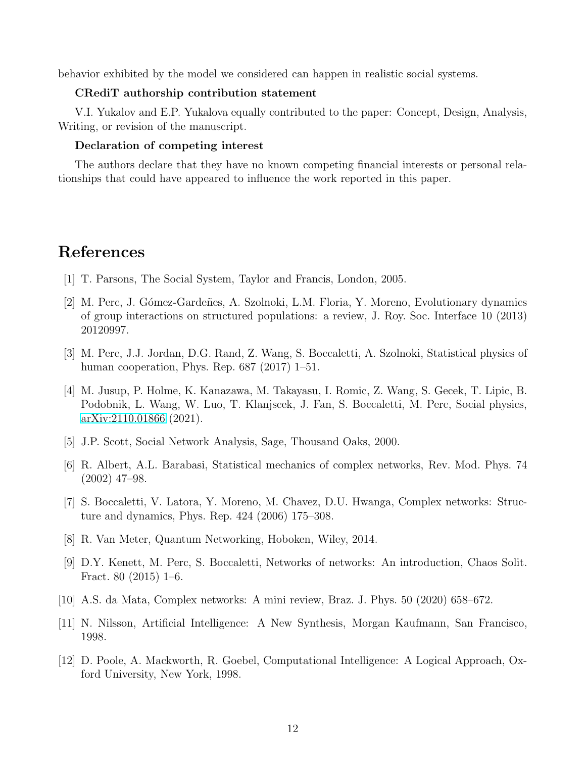behavior exhibited by the model we considered can happen in realistic social systems.

**CRediT authorship contribution statement**

V.I. Yukalov and E.P. Yukalova equally contributed to the paper: Concept, Design, Analysis, Writing, or revision of the manuscript.

**Declaration of competing interest**

The authors declare that they have no known competing financial interests or personal relationships that could have appeared to influence the work reported in this paper.

# References

[1] T. Parsons, The Social System, Taylor and Francis, London, 2005.

[2] M. Perc, J. Gómez-Gardeñes, A. Szolnoki, L.M. Floria, Y. Moreno, Evolutionary dynamics of group interactions on structured populations: a review, J. Roy. Soc. Interface 10 (2013) 20120997.

[3] M. Perc, J.J. Jordan, D.G. Rand, Z. Wang, S. Boccaletti, A. Szolnoki, Statistical physics of human cooperation, Phys. Rep. 687 (2017) 1–51.

[4] M. Jusup, P. Holme, K. Kanazawa, M. Takayasu, I. Romic, Z. Wang, S. Gecek, T. Lipic, B. Podobnik, L. Wang, W. Luo, T. Klanjscek, J. Fan, S. Boccaletti, M. Perc, Social physics, arXiv:2110.01866 (2021).

[5] J.P. Scott, Social Network Analysis, Sage, Thousand Oaks, 2000.

[6] R. Albert, A.L. Barabasi, Statistical mechanics of complex networks, Rev. Mod. Phys. 74 (2002) 47–98.

[7] S. Boccaletti, V. Latora, Y. Moreno, M. Chavez, D.U. Hwanga, Complex networks: Structure and dynamics, Phys. Rep. 424 (2006) 175–308.

[8] R. Van Meter, Quantum Networking, Hoboken, Wiley, 2014.

[9] D.Y. Kenett, M. Perc, S. Boccaletti, Networks of networks: An introduction, Chaos Solit. Fract. 80 (2015) 1–6.

[10] A.S. da Mata, Complex networks: A mini review, Braz. J. Phys. 50 (2020) 658–672.

[11] N. Nilsson, Artificial Intelligence: A New Synthesis, Morgan Kaufmann, San Francisco, 1998.

[12] D. Poole, A. Mackworth, R. Goebel, Computational Intelligence: A Logical Approach, Oxford University, New York, 1998.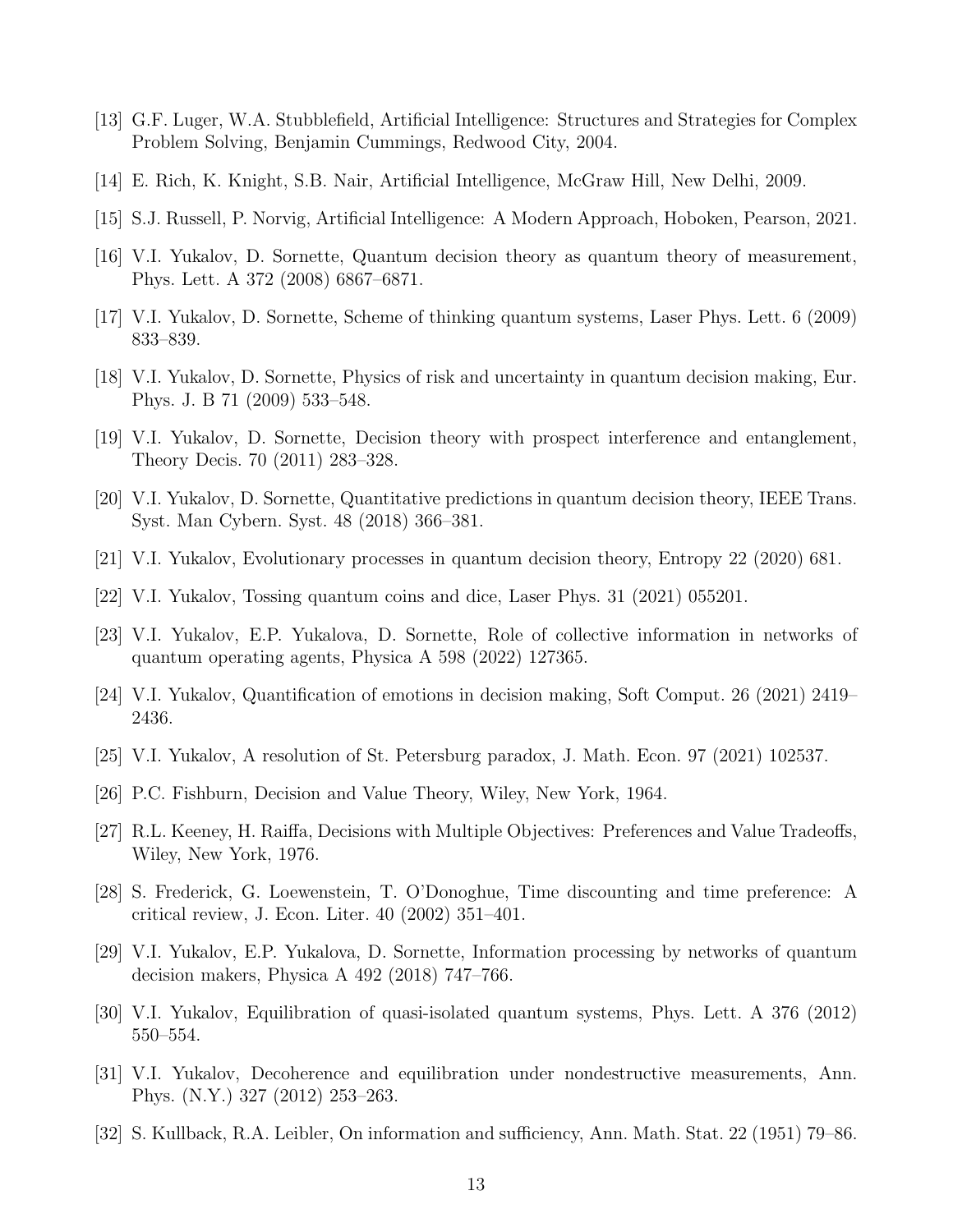[13] G.F. Luger, W.A. Stubblefield, Artificial Intelligence: Structures and Strategies for Complex Problem Solving, Benjamin Cummings, Redwood City, 2004.

[14] E. Rich, K. Knight, S.B. Nair, Artificial Intelligence, McGraw Hill, New Delhi, 2009.

[15] S.J. Russell, P. Norvig, Artificial Intelligence: A Modern Approach, Hoboken, Pearson, 2021.

[16] V.I. Yukalov, D. Sornette, Quantum decision theory as quantum theory of measurement, Phys. Lett. A 372 (2008) 6867–6871.

[17] V.I. Yukalov, D. Sornette, Scheme of thinking quantum systems, Laser Phys. Lett. 6 (2009) 833–839.

[18] V.I. Yukalov, D. Sornette, Physics of risk and uncertainty in quantum decision making, Eur. Phys. J. B 71 (2009) 533–548.

[19] V.I. Yukalov, D. Sornette, Decision theory with prospect interference and entanglement, Theory Decis. 70 (2011) 283–328.

[20] V.I. Yukalov, D. Sornette, Quantitative predictions in quantum decision theory, IEEE Trans. Syst. Man Cybern. Syst. 48 (2018) 366–381.

[21] V.I. Yukalov, Evolutionary processes in quantum decision theory, Entropy 22 (2020) 681.

[22] V.I. Yukalov, Tossing quantum coins and dice, Laser Phys. 31 (2021) 055201.

[23] V.I. Yukalov, E.P. Yukalova, D. Sornette, Role of collective information in networks of quantum operating agents, Physica A 598 (2022) 127365.

[24] V.I. Yukalov, Quantification of emotions in decision making, Soft Comput. 26 (2021) 2419–2436.

[25] V.I. Yukalov, A resolution of St. Petersburg paradox, J. Math. Econ. 97 (2021) 102537.

[26] P.C. Fishburn, Decision and Value Theory, Wiley, New York, 1964.

[27] R.L. Keeney, H. Raiffa, Decisions with Multiple Objectives: Preferences and Value Tradeoffs, Wiley, New York, 1976.

[28] S. Frederick, G. Loewenstein, T. O'Donoghue, Time discounting and time preference: A critical review, J. Econ. Liter. 40 (2002) 351–401.

[29] V.I. Yukalov, E.P. Yukalova, D. Sornette, Information processing by networks of quantum decision makers, Physica A 492 (2018) 747–766.

[30] V.I. Yukalov, Equilibration of quasi-isolated quantum systems, Phys. Lett. A 376 (2012) 550–554.

[31] V.I. Yukalov, Decoherence and equilibration under nondestructive measurements, Ann. Phys. (N.Y.) 327 (2012) 253–263.

[32] S. Kullback, R.A. Leibler, On information and sufficiency, Ann. Math. Stat. 22 (1951) 79–86.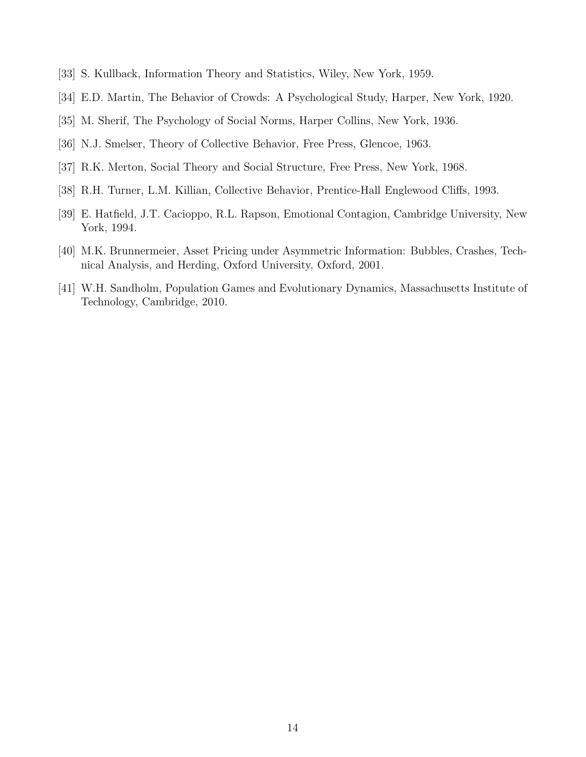[33] S. Kullback, Information Theory and Statistics, Wiley, New York, 1959.

[34] E.D. Martin, The Behavior of Crowds: A Psychological Study, Harper, New York, 1920.

[35] M. Sherif, The Psychology of Social Norms, Harper Collins, New York, 1936.

[36] N.J. Smelser, Theory of Collective Behavior, Free Press, Glencoe, 1963.

[37] R.K. Merton, Social Theory and Social Structure, Free Press, New York, 1968.

[38] R.H. Turner, L.M. Killian, Collective Behavior, Prentice-Hall Englewood Cliffs, 1993.

[39] E. Hatfield, J.T. Cacioppo, R.L. Rapson, Emotional Contagion, Cambridge University, New York, 1994.

[40] M.K. Brunnermeier, Asset Pricing under Asymmetric Information: Bubbles, Crashes, Technical Analysis, and Herding, Oxford University, Oxford, 2001.

[41] W.H. Sandholm, Population Games and Evolutionary Dynamics, Massachusetts Institute of Technology, Cambridge, 2010.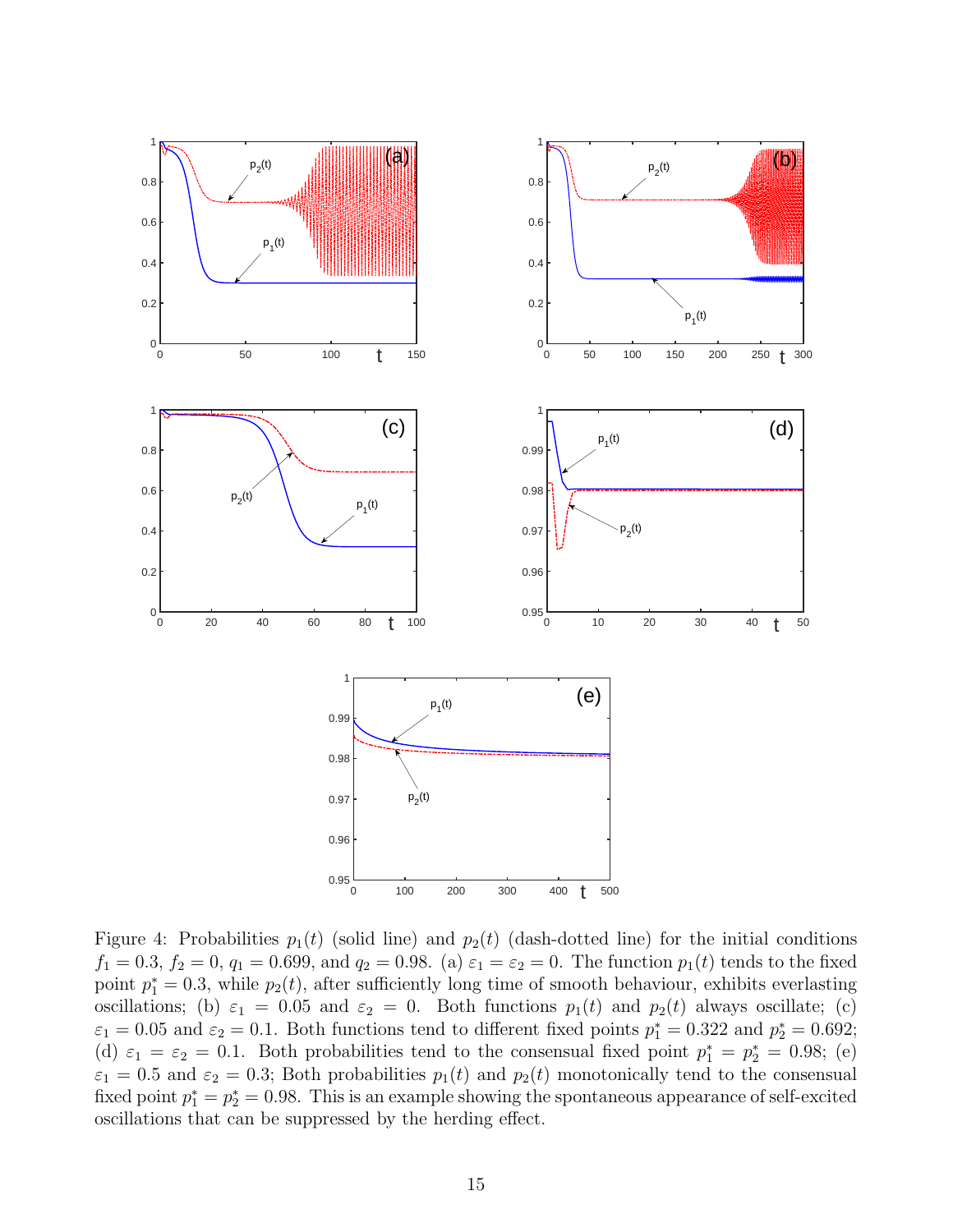Figure 4: Probabilities $p_1(t)$ (solid line) and $p_2(t)$ (dash-dotted line) for the initial conditions $f_1 = 0.3$, $f_2 = 0$, $q_1 = 0.699$, and $q_2 = 0.98$. (a) $\varepsilon_1 = \varepsilon_2 = 0$. The function $p_1(t)$ tends to the fixed point $p_1^* = 0.3$, while $p_2(t)$, after sufficiently long time of smooth behaviour, exhibits everlasting oscillations; (b) $\varepsilon_1 = 0.05$ and $\varepsilon_2 = 0$. Both functions $p_1(t)$ and $p_2(t)$ always oscillate; (c) $\varepsilon_1 = 0.05$ and $\varepsilon_2 = 0.1$. Both functions tend to different fixed points $p_1^* = 0.322$ and $p_2^* = 0.692$; (d) $\varepsilon_1 = \varepsilon_2 = 0.1$. Both probabilities tend to the consensual fixed point $p_1^* = p_2^* = 0.98$; (e) $\varepsilon_1 = 0.5$ and $\varepsilon_2 = 0.3$; Both probabilities $p_1(t)$ and $p_2(t)$ monotonically tend to the consensual fixed point $p_1^* = p_2^* = 0.98$. This is an example showing the spontaneous appearance of self-excited oscillations that can be suppressed by the herding effect.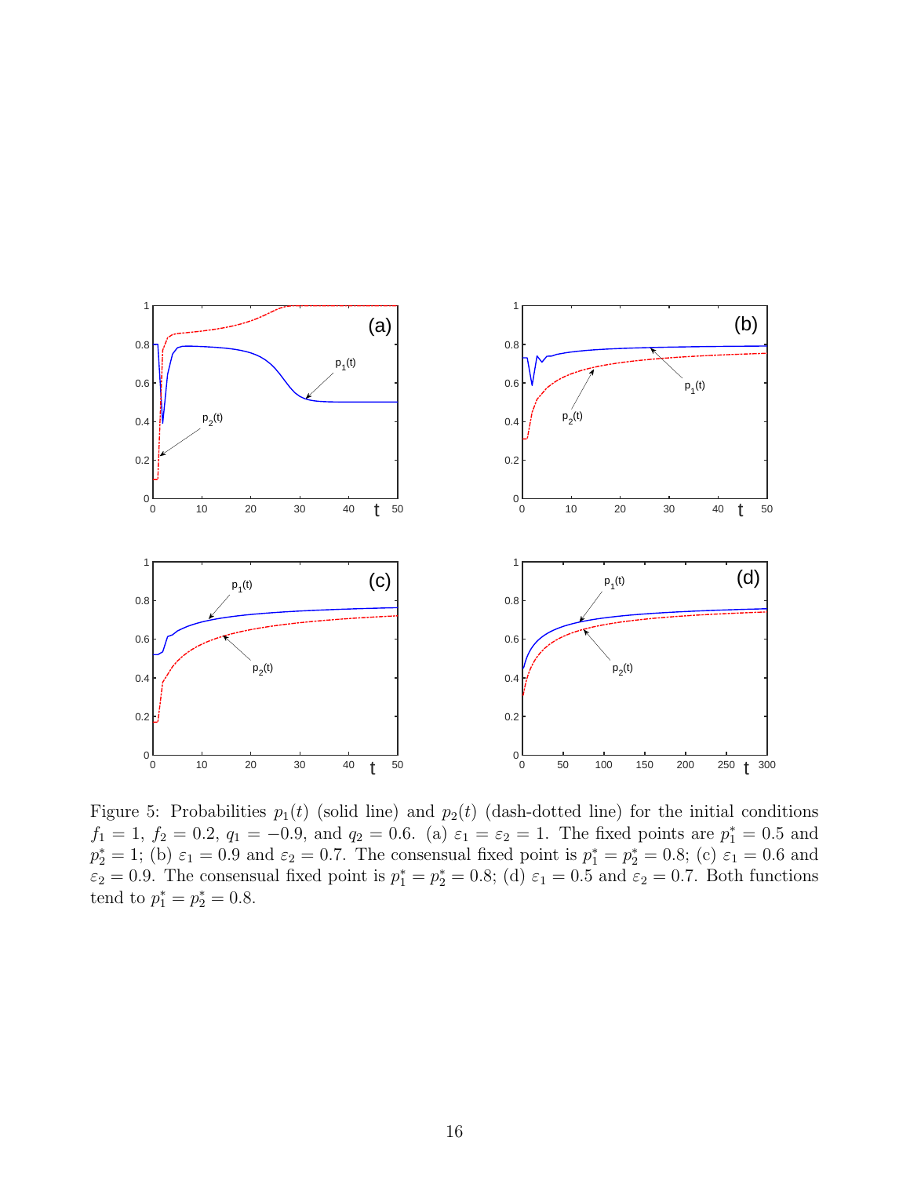Figure 5: Probabilities $p_1(t)$ (solid line) and $p_2(t)$ (dash-dotted line) for the initial conditions $f_1 = 1$, $f_2 = 0.2$, $q_1 = -0.9$, and $q_2 = 0.6$. (a) $\varepsilon_1 = \varepsilon_2 = 1$. The fixed points are $p_1^* = 0.5$ and $p_2^* = 1$; (b) $\varepsilon_1 = 0.9$ and $\varepsilon_2 = 0.7$. The consensual fixed point is $p_1^* = p_2^* = 0.8$; (c) $\varepsilon_1 = 0.6$ and $\varepsilon_2 = 0.9$. The consensual fixed point is $p_1^* = p_2^* = 0.8$; (d) $\varepsilon_1 = 0.5$ and $\varepsilon_2 = 0.7$. Both functions tend to $p_1^* = p_2^* = 0.8$.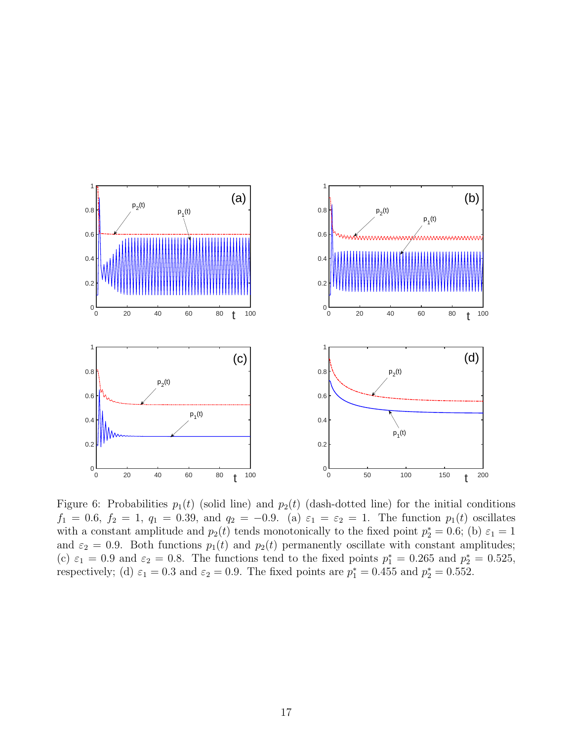Figure 6: Probabilities $p_1(t)$ (solid line) and $p_2(t)$ (dash-dotted line) for the initial conditions $f_1 = 0.6$, $f_2 = 1$, $q_1 = 0.39$, and $q_2 = -0.9$. (a) $\varepsilon_1 = \varepsilon_2 = 1$. The function $p_1(t)$ oscillates with a constant amplitude and $p_2(t)$ tends monotonically to the fixed point $p_2^* = 0.6$; (b) $\varepsilon_1 = 1$ and $\varepsilon_2 = 0.9$. Both functions $p_1(t)$ and $p_2(t)$ permanently oscillate with constant amplitudes; (c) $\varepsilon_1 = 0.9$ and $\varepsilon_2 = 0.8$. The functions tend to the fixed points $p_1^* = 0.265$ and $p_2^* = 0.525$, respectively; (d) $\varepsilon_1 = 0.3$ and $\varepsilon_2 = 0.9$. The fixed points are $p_1^* = 0.455$ and $p_2^* = 0.552$.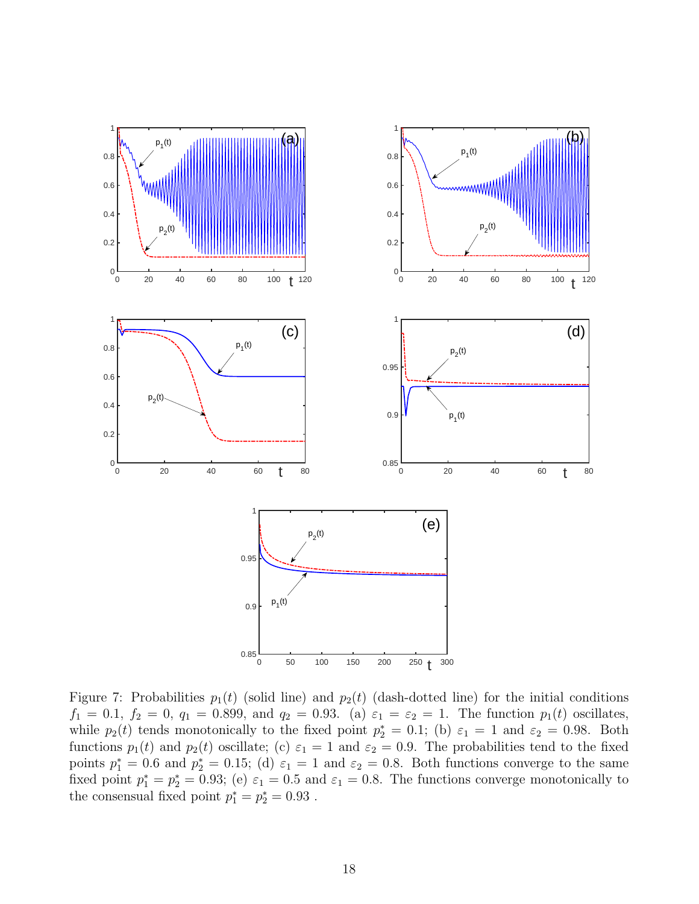Figure 7: Probabilities $p_1(t)$ (solid line) and $p_2(t)$ (dash-dotted line) for the initial conditions $f_1 = 0.1$, $f_2 = 0$, $q_1 = 0.899$, and $q_2 = 0.93$. (a) $\varepsilon_1 = \varepsilon_2 = 1$. The function $p_1(t)$ oscillates, while $p_2(t)$ tends monotonically to the fixed point $p_2^* = 0.1$; (b) $\varepsilon_1 = 1$ and $\varepsilon_2 = 0.98$. Both functions $p_1(t)$ and $p_2(t)$ oscillate; (c) $\varepsilon_1 = 1$ and $\varepsilon_2 = 0.9$. The probabilities tend to the fixed points $p_1^* = 0.6$ and $p_2^* = 0.15$; (d) $\varepsilon_1 = 1$ and $\varepsilon_2 = 0.8$. Both functions converge to the same fixed point $p_1^* = p_2^* = 0.93$; (e) $\varepsilon_1 = 0.5$ and $\varepsilon_1 = 0.8$. The functions converge monotonically to the consensual fixed point $p_1^* = p_2^* = 0.93$ .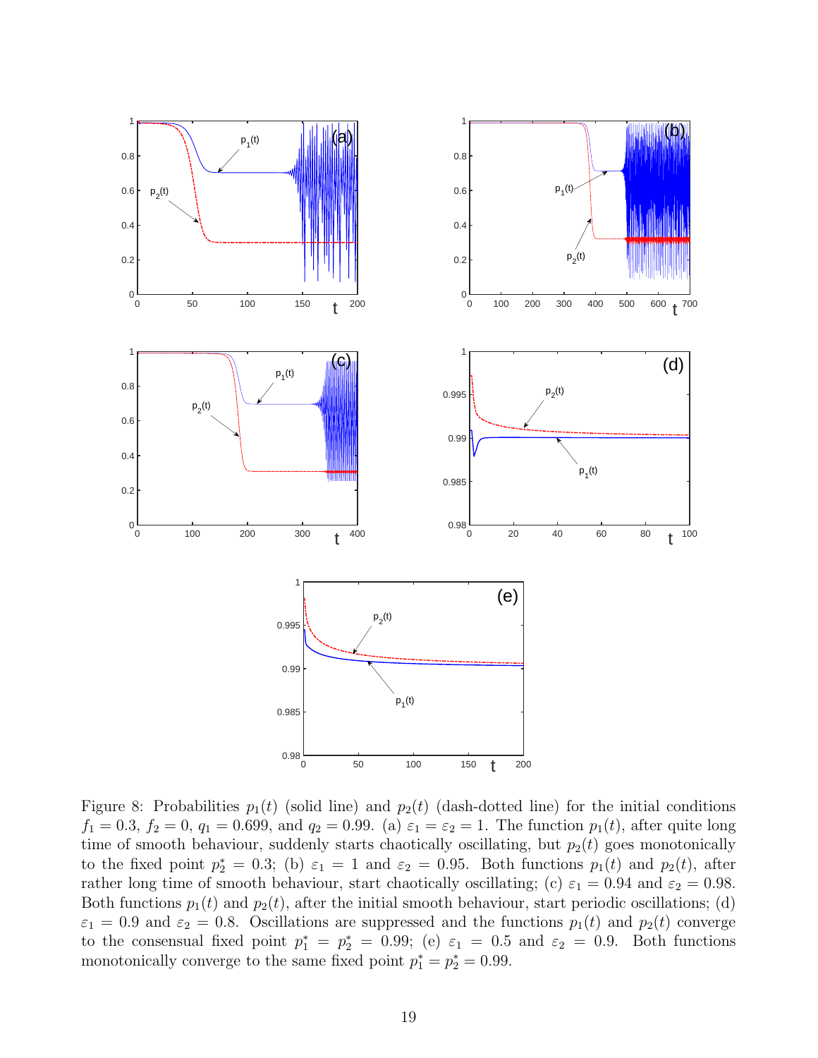Figure 8: Probabilities $p_1(t)$ (solid line) and $p_2(t)$ (dash-dotted line) for the initial conditions $f_1 = 0.3$, $f_2 = 0$, $q_1 = 0.699$, and $q_2 = 0.99$. (a) $\varepsilon_1 = \varepsilon_2 = 1$. The function $p_1(t)$, after quite long time of smooth behaviour, suddenly starts chaotically oscillating, but $p_2(t)$ goes monotonically to the fixed point $p_2^* = 0.3$; (b) $\varepsilon_1 = 1$ and $\varepsilon_2 = 0.95$. Both functions $p_1(t)$ and $p_2(t)$, after rather long time of smooth behaviour, start chaotically oscillating; (c) $\varepsilon_1 = 0.94$ and $\varepsilon_2 = 0.98$. Both functions $p_1(t)$ and $p_2(t)$, after the initial smooth behaviour, start periodic oscillations; (d) $\varepsilon_1 = 0.9$ and $\varepsilon_2 = 0.8$. Oscillations are suppressed and the functions $p_1(t)$ and $p_2(t)$ converge to the consensual fixed point $p_1^* = p_2^* = 0.99$; (e) $\varepsilon_1 = 0.5$ and $\varepsilon_2 = 0.9$. Both functions monotonically converge to the same fixed point $p_1^* = p_2^* = 0.99$.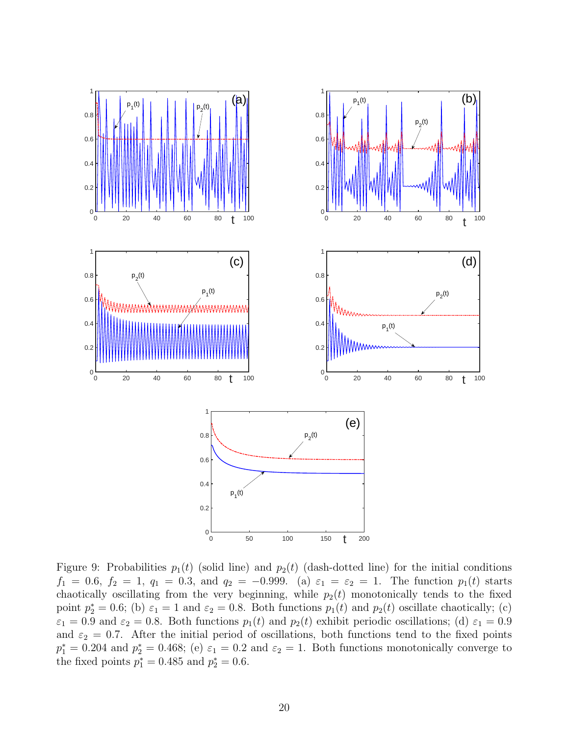Figure 9: Probabilities $p_1(t)$ (solid line) and $p_2(t)$ (dash-dotted line) for the initial conditions $f_1 = 0.6$, $f_2 = 1$, $q_1 = 0.3$, and $q_2 = -0.999$. (a) $\varepsilon_1 = \varepsilon_2 = 1$. The function $p_1(t)$ starts chaotically oscillating from the very beginning, while $p_2(t)$ monotonically tends to the fixed point $p_2^* = 0.6$; (b) $\varepsilon_1 = 1$ and $\varepsilon_2 = 0.8$. Both functions $p_1(t)$ and $p_2(t)$ oscillate chaotically; (c) $\varepsilon_1 = 0.9$ and $\varepsilon_2 = 0.8$. Both functions $p_1(t)$ and $p_2(t)$ exhibit periodic oscillations; (d) $\varepsilon_1 = 0.9$ and $\varepsilon_2 = 0.7$. After the initial period of oscillations, both functions tend to the fixed points $p_1^* = 0.204$ and $p_2^* = 0.468$; (e) $\varepsilon_1 = 0.2$ and $\varepsilon_2 = 1$. Both functions monotonically converge to the fixed points $p_1^* = 0.485$ and $p_2^* = 0.6$.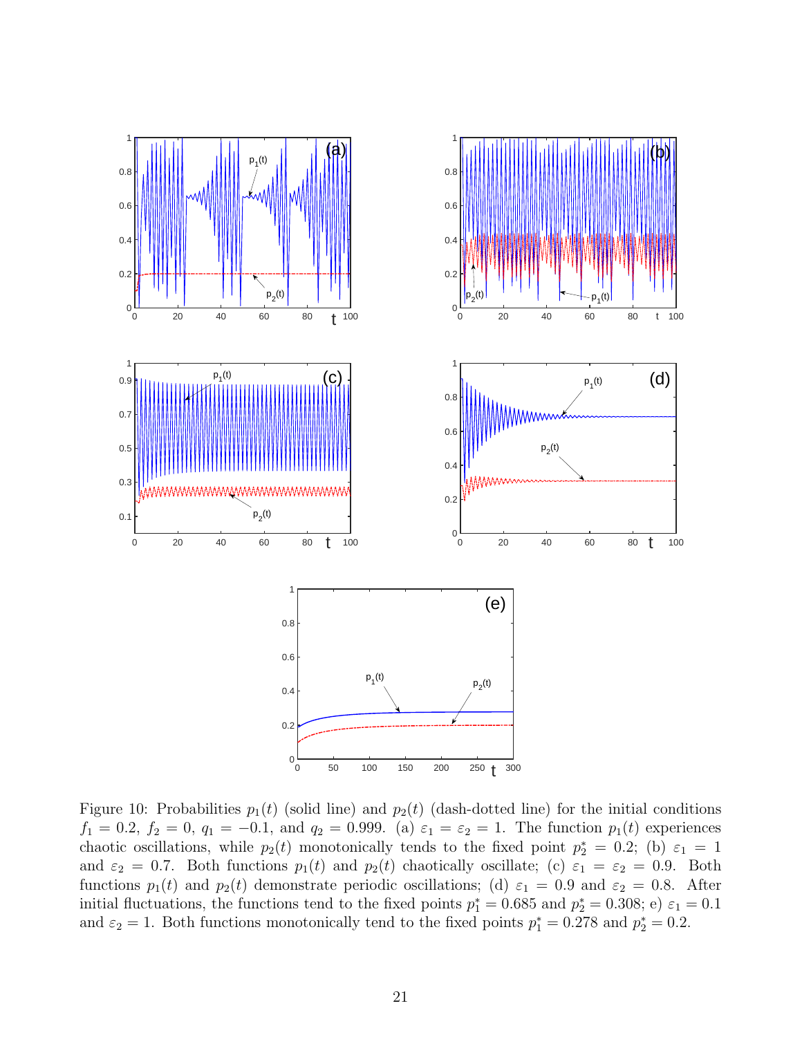Figure 10: Probabilities $p_1(t)$ (solid line) and $p_2(t)$ (dash-dotted line) for the initial conditions $f_1 = 0.2$, $f_2 = 0$, $q_1 = -0.1$, and $q_2 = 0.999$. (a) $\varepsilon_1 = \varepsilon_2 = 1$. The function $p_1(t)$ experiences chaotic oscillations, while $p_2(t)$ monotonically tends to the fixed point $p_2^* = 0.2$; (b) $\varepsilon_1 = 1$ and $\varepsilon_2 = 0.7$. Both functions $p_1(t)$ and $p_2(t)$ chaotically oscillate; (c) $\varepsilon_1 = \varepsilon_2 = 0.9$. Both functions $p_1(t)$ and $p_2(t)$ demonstrate periodic oscillations; (d) $\varepsilon_1 = 0.9$ and $\varepsilon_2 = 0.8$. After initial fluctuations, the functions tend to the fixed points $p_1^* = 0.685$ and $p_2^* = 0.308$; e) $\varepsilon_1 = 0.1$ and $\varepsilon_2 = 1$. Both functions monotonically tend to the fixed points $p_1^* = 0.278$ and $p_2^* = 0.2$.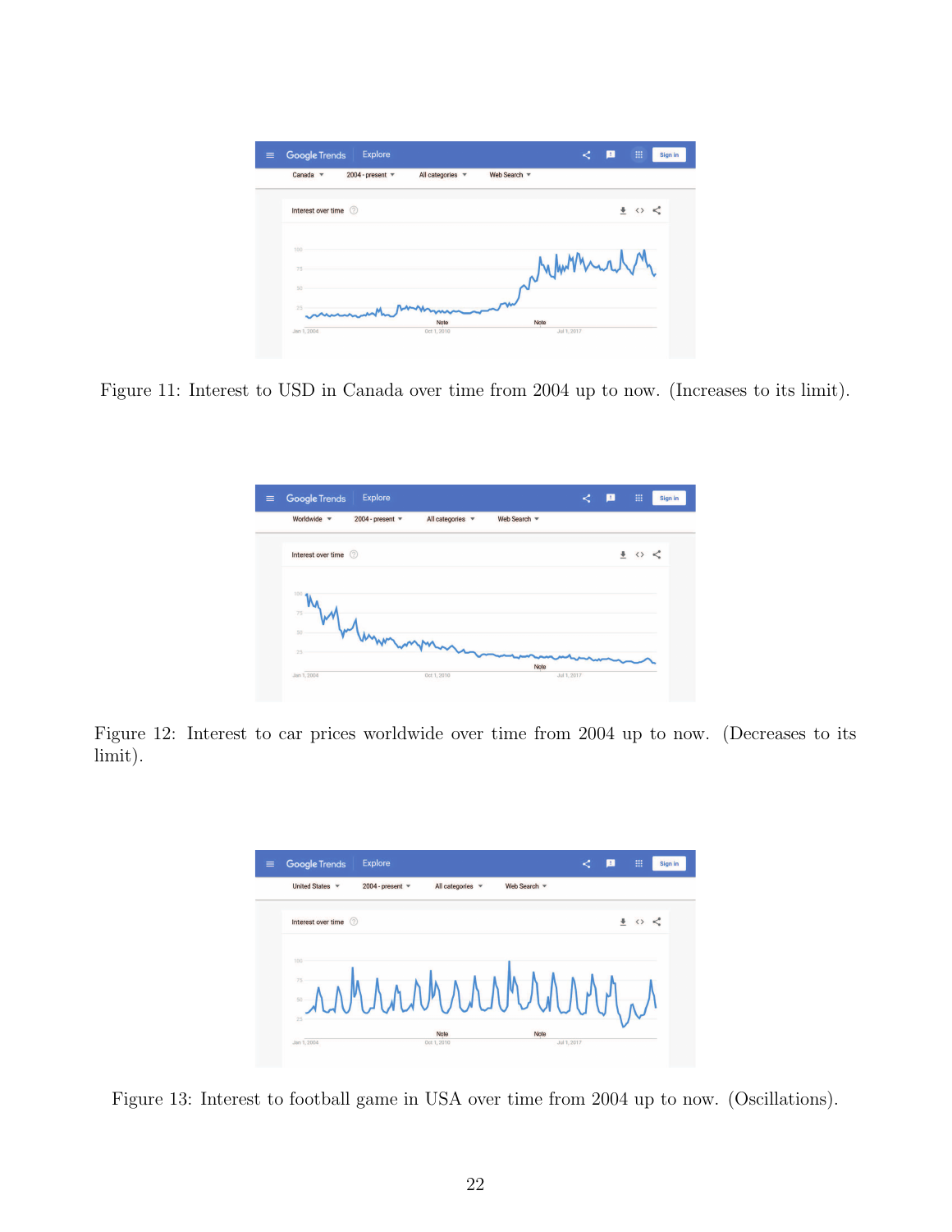Figure 11: Interest to USD in Canada over time from 2004 up to now. (Increases to its limit).

Figure 12: Interest to car prices worldwide over time from 2004 up to now. (Decreases to its limit).

Figure 13: Interest to football game in USA over time from 2004 up to now. (Oscillations).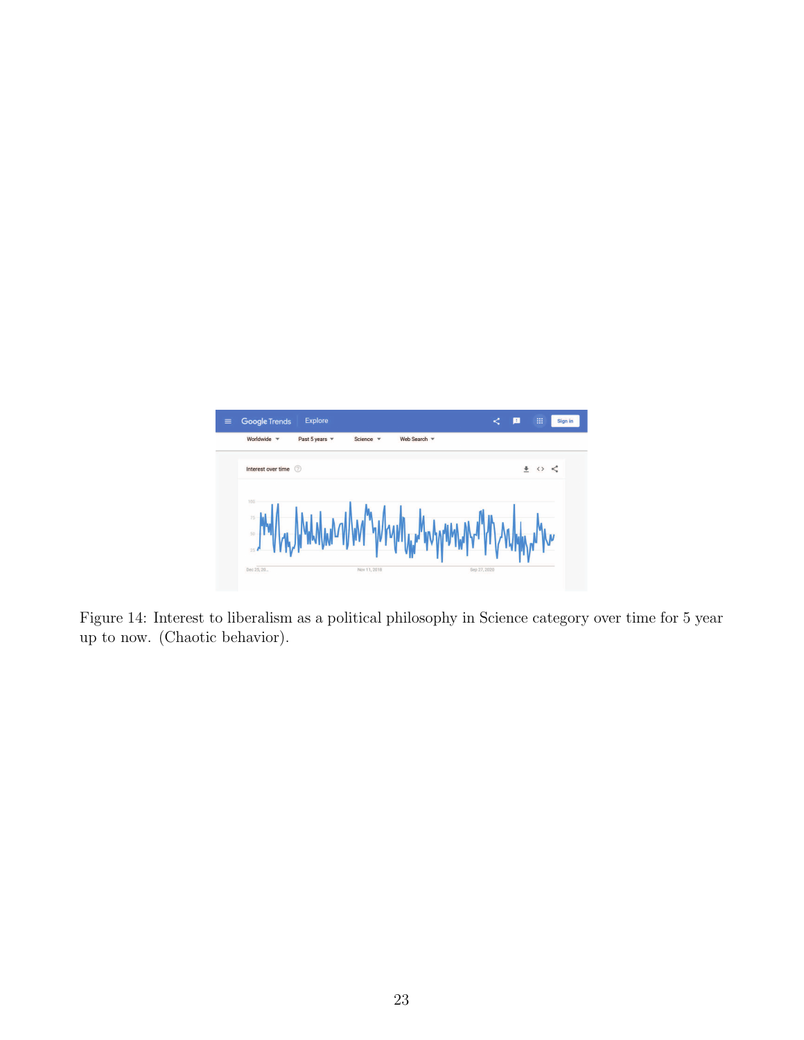Google Trends Explore

Sign in

Worldwide Past 5 years Science Web Search

Interest over time

100

75

50

25

Dec 25, 20...

Nov 11, 2018

Sep 27, 2020

Figure 14: Interest to liberalism as a political philosophy in Science category over time for 5 year up to now. (Chaotic behavior).